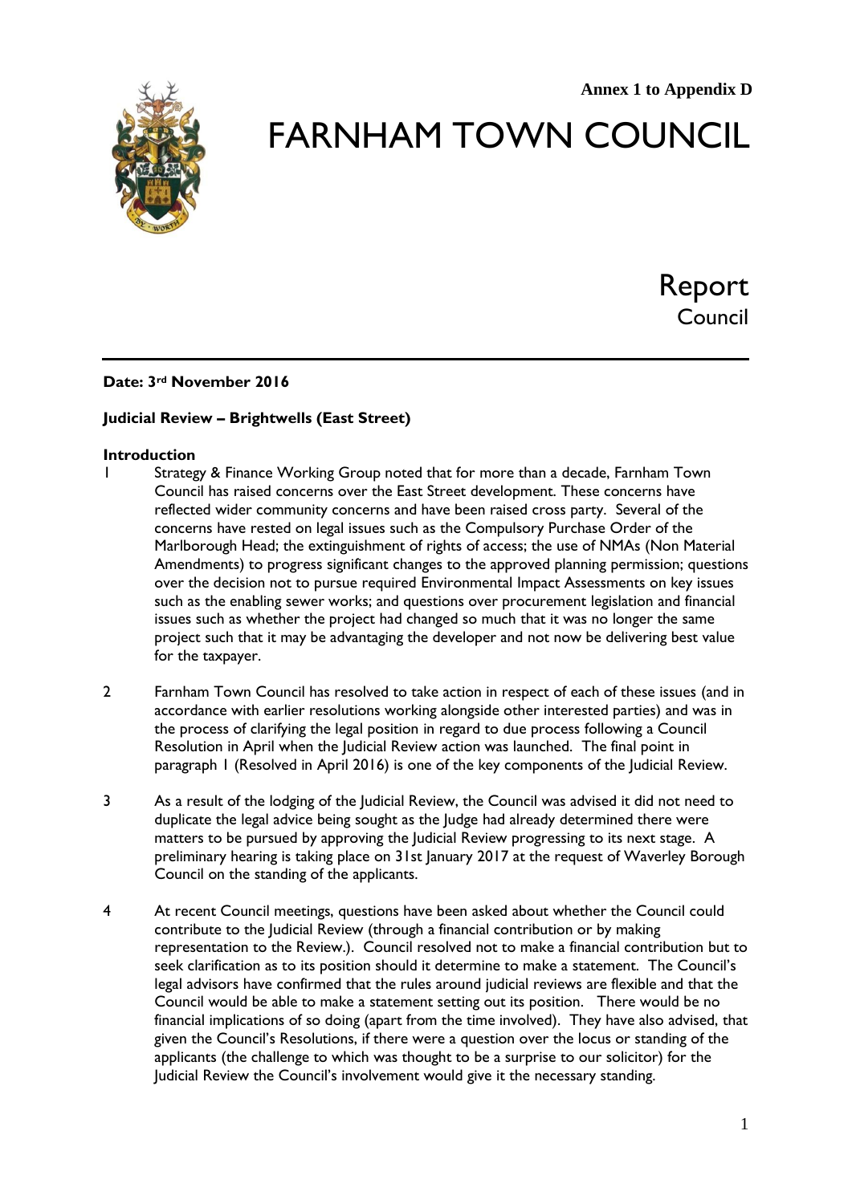**Annex 1 to Appendix D**

# FARNHAM TOWN COUNCIL

## Report
Council

---

**Date: 3rd November 2016**

**Judicial Review – Brightwells (East Street)**

**Introduction**

1 Strategy & Finance Working Group noted that for more than a decade, Farnham Town Council has raised concerns over the East Street development. These concerns have reflected wider community concerns and have been raised cross party. Several of the concerns have rested on legal issues such as the Compulsory Purchase Order of the Marlborough Head; the extinguishment of rights of access; the use of NMAs (Non Material Amendments) to progress significant changes to the approved planning permission; questions over the decision not to pursue required Environmental Impact Assessments on key issues such as the enabling sewer works; and questions over procurement legislation and financial issues such as whether the project had changed so much that it was no longer the same project such that it may be advantaging the developer and not now be delivering best value for the taxpayer.

2 Farnham Town Council has resolved to take action in respect of each of these issues (and in accordance with earlier resolutions working alongside other interested parties) and was in the process of clarifying the legal position in regard to due process following a Council Resolution in April when the Judicial Review action was launched. The final point in paragraph 1 (Resolved in April 2016) is one of the key components of the Judicial Review.

3 As a result of the lodging of the Judicial Review, the Council was advised it did not need to duplicate the legal advice being sought as the Judge had already determined there were matters to be pursued by approving the Judicial Review progressing to its next stage. A preliminary hearing is taking place on 31st January 2017 at the request of Waverley Borough Council on the standing of the applicants.

4 At recent Council meetings, questions have been asked about whether the Council could contribute to the Judicial Review (through a financial contribution or by making representation to the Review.). Council resolved not to make a financial contribution but to seek clarification as to its position should it determine to make a statement. The Council's legal advisors have confirmed that the rules around judicial reviews are flexible and that the Council would be able to make a statement setting out its position. There would be no financial implications of so doing (apart from the time involved). They have also advised, that given the Council's Resolutions, if there were a question over the locus or standing of the applicants (the challenge to which was thought to be a surprise to our solicitor) for the Judicial Review the Council's involvement would give it the necessary standing.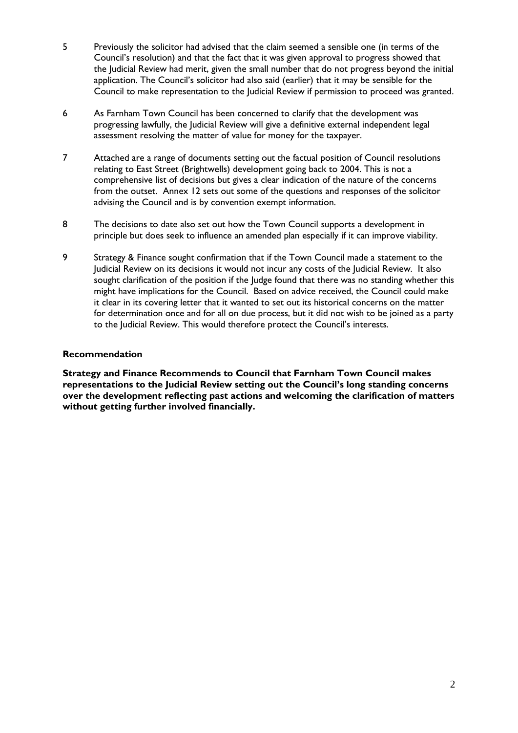5 Previously the solicitor had advised that the claim seemed a sensible one (in terms of the Council's resolution) and that the fact that it was given approval to progress showed that the Judicial Review had merit, given the small number that do not progress beyond the initial application. The Council's solicitor had also said (earlier) that it may be sensible for the Council to make representation to the Judicial Review if permission to proceed was granted.

6 As Farnham Town Council has been concerned to clarify that the development was progressing lawfully, the Judicial Review will give a definitive external independent legal assessment resolving the matter of value for money for the taxpayer.

7 Attached are a range of documents setting out the factual position of Council resolutions relating to East Street (Brightwells) development going back to 2004. This is not a comprehensive list of decisions but gives a clear indication of the nature of the concerns from the outset. Annex 12 sets out some of the questions and responses of the solicitor advising the Council and is by convention exempt information.

8 The decisions to date also set out how the Town Council supports a development in principle but does seek to influence an amended plan especially if it can improve viability.

9 Strategy & Finance sought confirmation that if the Town Council made a statement to the Judicial Review on its decisions it would not incur any costs of the Judicial Review. It also sought clarification of the position if the Judge found that there was no standing whether this might have implications for the Council. Based on advice received, the Council could make it clear in its covering letter that it wanted to set out its historical concerns on the matter for determination once and for all on due process, but it did not wish to be joined as a party to the Judicial Review. This would therefore protect the Council's interests.

**Recommendation**

**Strategy and Finance Recommends to Council that Farnham Town Council makes representations to the Judicial Review setting out the Council's long standing concerns over the development reflecting past actions and welcoming the clarification of matters without getting further involved financially.**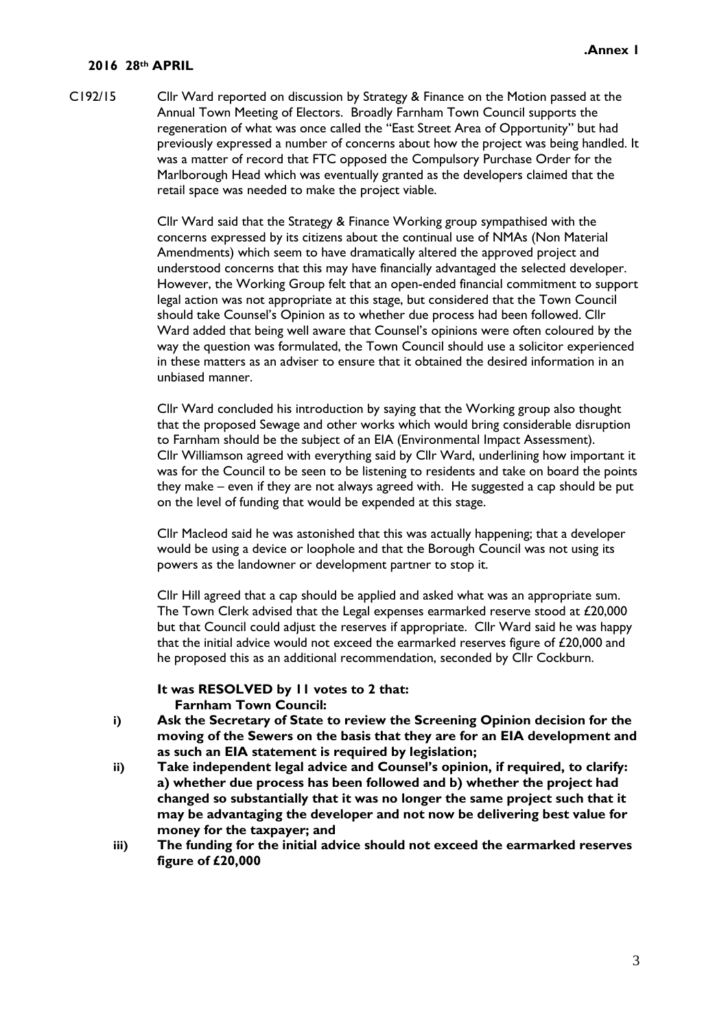.Annex 1

**2016 28th APRIL**

C192/15 Cllr Ward reported on discussion by Strategy & Finance on the Motion passed at the Annual Town Meeting of Electors. Broadly Farnham Town Council supports the regeneration of what was once called the "East Street Area of Opportunity" but had previously expressed a number of concerns about how the project was being handled. It was a matter of record that FTC opposed the Compulsory Purchase Order for the Marlborough Head which was eventually granted as the developers claimed that the retail space was needed to make the project viable.

Cllr Ward said that the Strategy & Finance Working group sympathised with the concerns expressed by its citizens about the continual use of NMAs (Non Material Amendments) which seem to have dramatically altered the approved project and understood concerns that this may have financially advantaged the selected developer. However, the Working Group felt that an open-ended financial commitment to support legal action was not appropriate at this stage, but considered that the Town Council should take Counsel's Opinion as to whether due process had been followed. Cllr Ward added that being well aware that Counsel's opinions were often coloured by the way the question was formulated, the Town Council should use a solicitor experienced in these matters as an adviser to ensure that it obtained the desired information in an unbiased manner.

Cllr Ward concluded his introduction by saying that the Working group also thought that the proposed Sewage and other works which would bring considerable disruption to Farnham should be the subject of an EIA (Environmental Impact Assessment). Cllr Williamson agreed with everything said by Cllr Ward, underlining how important it was for the Council to be seen to be listening to residents and take on board the points they make – even if they are not always agreed with. He suggested a cap should be put on the level of funding that would be expended at this stage.

Cllr Macleod said he was astonished that this was actually happening; that a developer would be using a device or loophole and that the Borough Council was not using its powers as the landowner or development partner to stop it.

Cllr Hill agreed that a cap should be applied and asked what was an appropriate sum. The Town Clerk advised that the Legal expenses earmarked reserve stood at £20,000 but that Council could adjust the reserves if appropriate. Cllr Ward said he was happy that the initial advice would not exceed the earmarked reserves figure of £20,000 and he proposed this as an additional recommendation, seconded by Cllr Cockburn.

**It was RESOLVED by 11 votes to 2 that:**
**Farnham Town Council:**

**i) Ask the Secretary of State to review the Screening Opinion decision for the moving of the Sewers on the basis that they are for an EIA development and as such an EIA statement is required by legislation;**

**ii) Take independent legal advice and Counsel's opinion, if required, to clarify: a) whether due process has been followed and b) whether the project had changed so substantially that it was no longer the same project such that it may be advantaging the developer and not now be delivering best value for money for the taxpayer; and**

**iii) The funding for the initial advice should not exceed the earmarked reserves figure of £20,000**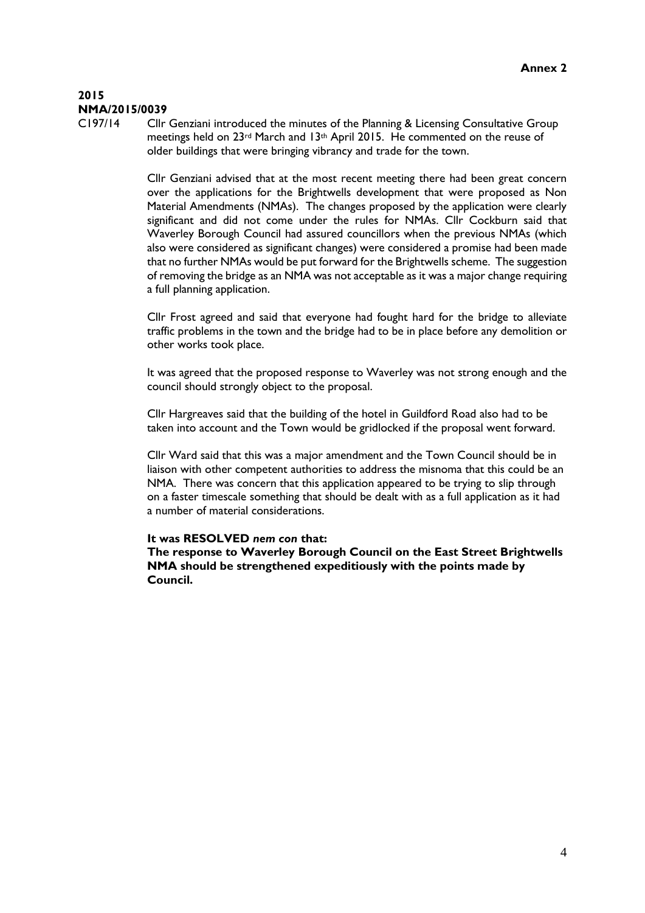**Annex 2**

**2015**
**NMA/2015/0039**

C197/14 Cllr Genziani introduced the minutes of the Planning & Licensing Consultative Group meetings held on 23rd March and 13th April 2015. He commented on the reuse of older buildings that were bringing vibrancy and trade for the town.

Cllr Genziani advised that at the most recent meeting there had been great concern over the applications for the Brightwells development that were proposed as Non Material Amendments (NMAs). The changes proposed by the application were clearly significant and did not come under the rules for NMAs. Cllr Cockburn said that Waverley Borough Council had assured councillors when the previous NMAs (which also were considered as significant changes) were considered a promise had been made that no further NMAs would be put forward for the Brightwells scheme. The suggestion of removing the bridge as an NMA was not acceptable as it was a major change requiring a full planning application.

Cllr Frost agreed and said that everyone had fought hard for the bridge to alleviate traffic problems in the town and the bridge had to be in place before any demolition or other works took place.

It was agreed that the proposed response to Waverley was not strong enough and the council should strongly object to the proposal.

Cllr Hargreaves said that the building of the hotel in Guildford Road also had to be taken into account and the Town would be gridlocked if the proposal went forward.

Cllr Ward said that this was a major amendment and the Town Council should be in liaison with other competent authorities to address the misnoma that this could be an NMA. There was concern that this application appeared to be trying to slip through on a faster timescale something that should be dealt with as a full application as it had a number of material considerations.

**It was RESOLVED *nem con* that:**
**The response to Waverley Borough Council on the East Street Brightwells NMA should be strengthened expeditiously with the points made by Council.**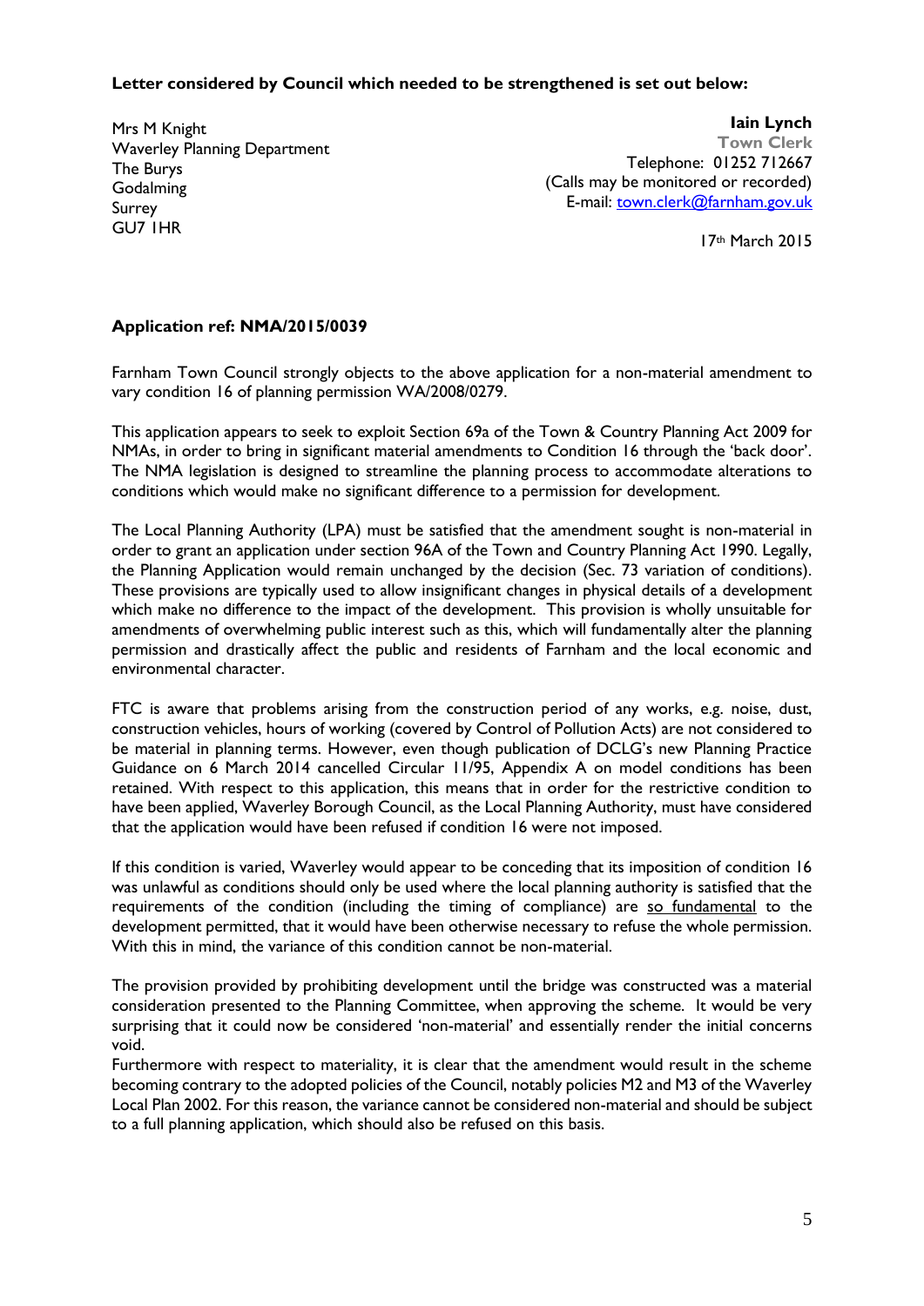**Letter considered by Council which needed to be strengthened is set out below:**

Mrs M Knight
Waverley Planning Department
The Burys
Godalming
Surrey
GU7 1HR

**Iain Lynch**
**Town Clerk**
Telephone: 01252 712667
(Calls may be monitored or recorded)
E-mail: town.clerk@farnham.gov.uk

17th March 2015

**Application ref: NMA/2015/0039**

Farnham Town Council strongly objects to the above application for a non-material amendment to vary condition 16 of planning permission WA/2008/0279.

This application appears to seek to exploit Section 69a of the Town & Country Planning Act 2009 for NMAs, in order to bring in significant material amendments to Condition 16 through the 'back door'. The NMA legislation is designed to streamline the planning process to accommodate alterations to conditions which would make no significant difference to a permission for development.

The Local Planning Authority (LPA) must be satisfied that the amendment sought is non-material in order to grant an application under section 96A of the Town and Country Planning Act 1990. Legally, the Planning Application would remain unchanged by the decision (Sec. 73 variation of conditions). These provisions are typically used to allow insignificant changes in physical details of a development which make no difference to the impact of the development. This provision is wholly unsuitable for amendments of overwhelming public interest such as this, which will fundamentally alter the planning permission and drastically affect the public and residents of Farnham and the local economic and environmental character.

FTC is aware that problems arising from the construction period of any works, e.g. noise, dust, construction vehicles, hours of working (covered by Control of Pollution Acts) are not considered to be material in planning terms. However, even though publication of DCLG's new Planning Practice Guidance on 6 March 2014 cancelled Circular 11/95, Appendix A on model conditions has been retained. With respect to this application, this means that in order for the restrictive condition to have been applied, Waverley Borough Council, as the Local Planning Authority, must have considered that the application would have been refused if condition 16 were not imposed.

If this condition is varied, Waverley would appear to be conceding that its imposition of condition 16 was unlawful as conditions should only be used where the local planning authority is satisfied that the requirements of the condition (including the timing of compliance) are <u>so fundamental</u> to the development permitted, that it would have been otherwise necessary to refuse the whole permission. With this in mind, the variance of this condition cannot be non-material.

The provision provided by prohibiting development until the bridge was constructed was a material consideration presented to the Planning Committee, when approving the scheme. It would be very surprising that it could now be considered 'non-material' and essentially render the initial concerns void.

Furthermore with respect to materiality, it is clear that the amendment would result in the scheme becoming contrary to the adopted policies of the Council, notably policies M2 and M3 of the Waverley Local Plan 2002. For this reason, the variance cannot be considered non-material and should be subject to a full planning application, which should also be refused on this basis.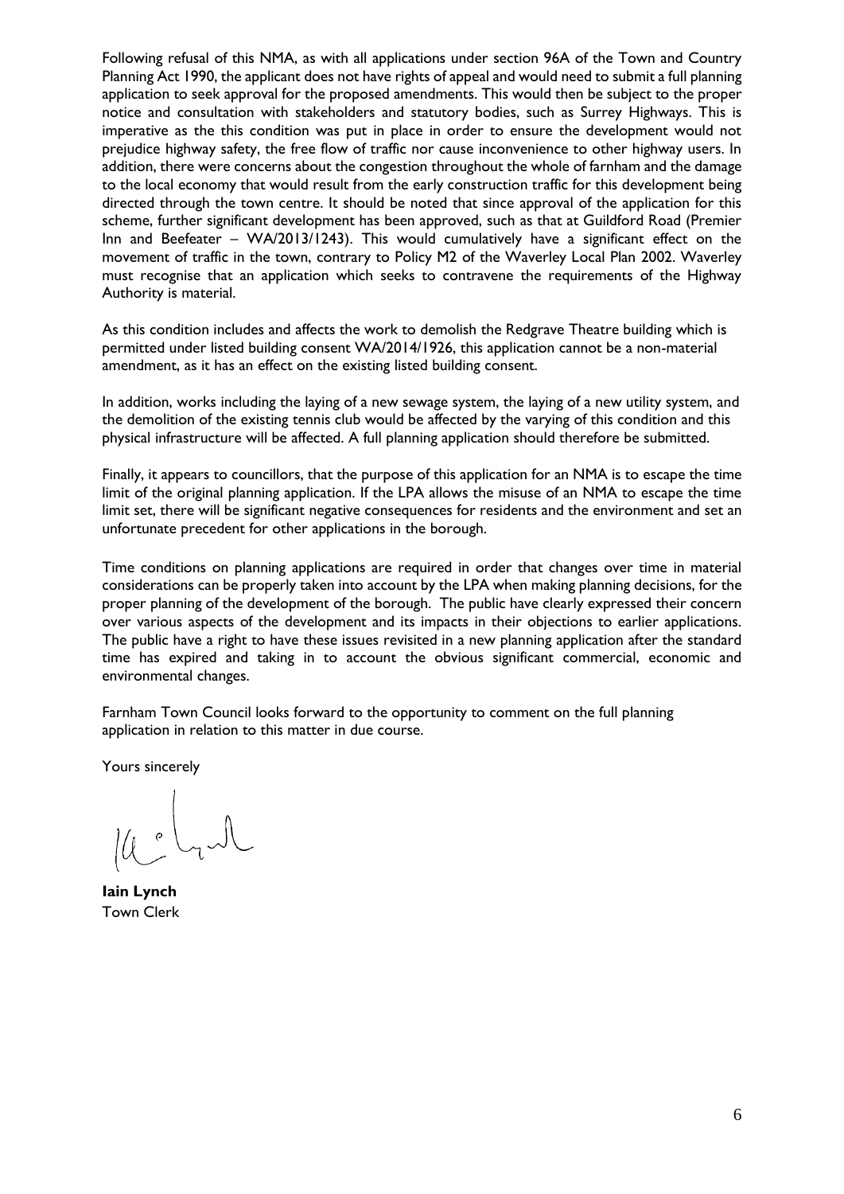Following refusal of this NMA, as with all applications under section 96A of the Town and Country Planning Act 1990, the applicant does not have rights of appeal and would need to submit a full planning application to seek approval for the proposed amendments. This would then be subject to the proper notice and consultation with stakeholders and statutory bodies, such as Surrey Highways. This is imperative as the this condition was put in place in order to ensure the development would not prejudice highway safety, the free flow of traffic nor cause inconvenience to other highway users. In addition, there were concerns about the congestion throughout the whole of farnham and the damage to the local economy that would result from the early construction traffic for this development being directed through the town centre. It should be noted that since approval of the application for this scheme, further significant development has been approved, such as that at Guildford Road (Premier Inn and Beefeater – WA/2013/1243). This would cumulatively have a significant effect on the movement of traffic in the town, contrary to Policy M2 of the Waverley Local Plan 2002. Waverley must recognise that an application which seeks to contravene the requirements of the Highway Authority is material.

As this condition includes and affects the work to demolish the Redgrave Theatre building which is permitted under listed building consent WA/2014/1926, this application cannot be a non-material amendment, as it has an effect on the existing listed building consent.

In addition, works including the laying of a new sewage system, the laying of a new utility system, and the demolition of the existing tennis club would be affected by the varying of this condition and this physical infrastructure will be affected. A full planning application should therefore be submitted.

Finally, it appears to councillors, that the purpose of this application for an NMA is to escape the time limit of the original planning application. If the LPA allows the misuse of an NMA to escape the time limit set, there will be significant negative consequences for residents and the environment and set an unfortunate precedent for other applications in the borough.

Time conditions on planning applications are required in order that changes over time in material considerations can be properly taken into account by the LPA when making planning decisions, for the proper planning of the development of the borough. The public have clearly expressed their concern over various aspects of the development and its impacts in their objections to earlier applications. The public have a right to have these issues revisited in a new planning application after the standard time has expired and taking in to account the obvious significant commercial, economic and environmental changes.

Farnham Town Council looks forward to the opportunity to comment on the full planning application in relation to this matter in due course.

Yours sincerely

**Iain Lynch**
Town Clerk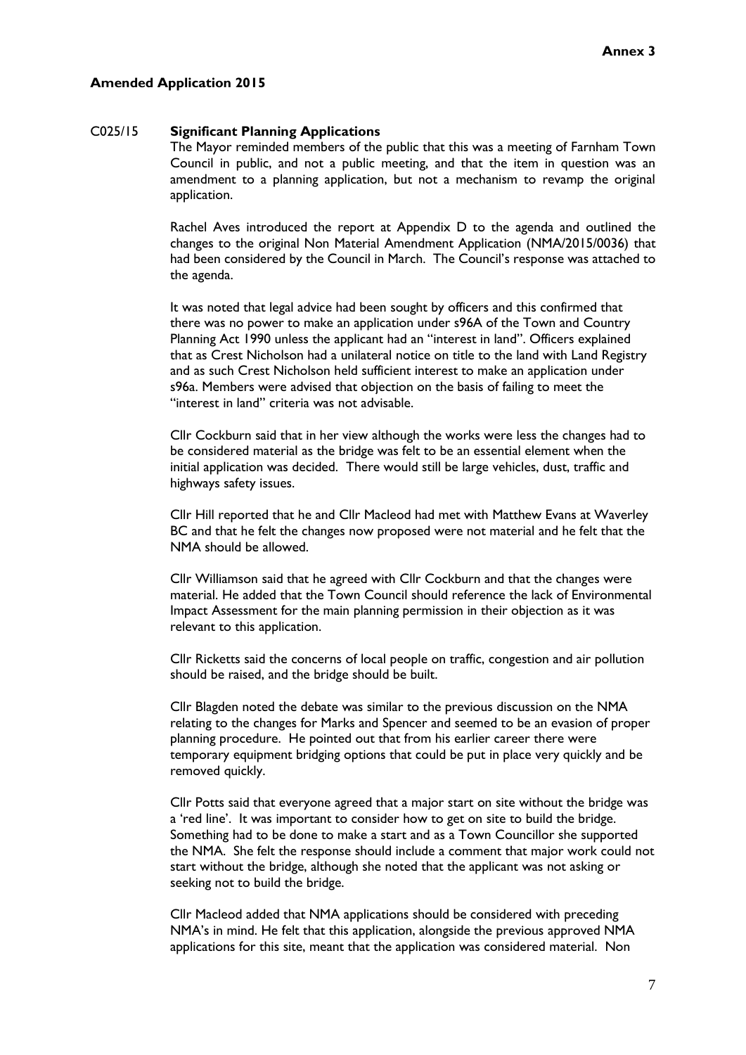**Annex 3**

**Amended Application 2015**

C025/15 **Significant Planning Applications**

The Mayor reminded members of the public that this was a meeting of Farnham Town Council in public, and not a public meeting, and that the item in question was an amendment to a planning application, but not a mechanism to revamp the original application.

Rachel Aves introduced the report at Appendix D to the agenda and outlined the changes to the original Non Material Amendment Application (NMA/2015/0036) that had been considered by the Council in March. The Council's response was attached to the agenda.

It was noted that legal advice had been sought by officers and this confirmed that there was no power to make an application under s96A of the Town and Country Planning Act 1990 unless the applicant had an "interest in land". Officers explained that as Crest Nicholson had a unilateral notice on title to the land with Land Registry and as such Crest Nicholson held sufficient interest to make an application under s96a. Members were advised that objection on the basis of failing to meet the "interest in land" criteria was not advisable.

Cllr Cockburn said that in her view although the works were less the changes had to be considered material as the bridge was felt to be an essential element when the initial application was decided. There would still be large vehicles, dust, traffic and highways safety issues.

Cllr Hill reported that he and Cllr Macleod had met with Matthew Evans at Waverley BC and that he felt the changes now proposed were not material and he felt that the NMA should be allowed.

Cllr Williamson said that he agreed with Cllr Cockburn and that the changes were material. He added that the Town Council should reference the lack of Environmental Impact Assessment for the main planning permission in their objection as it was relevant to this application.

Cllr Ricketts said the concerns of local people on traffic, congestion and air pollution should be raised, and the bridge should be built.

Cllr Blagden noted the debate was similar to the previous discussion on the NMA relating to the changes for Marks and Spencer and seemed to be an evasion of proper planning procedure. He pointed out that from his earlier career there were temporary equipment bridging options that could be put in place very quickly and be removed quickly.

Cllr Potts said that everyone agreed that a major start on site without the bridge was a 'red line'. It was important to consider how to get on site to build the bridge. Something had to be done to make a start and as a Town Councillor she supported the NMA. She felt the response should include a comment that major work could not start without the bridge, although she noted that the applicant was not asking or seeking not to build the bridge.

Cllr Macleod added that NMA applications should be considered with preceding NMA's in mind. He felt that this application, alongside the previous approved NMA applications for this site, meant that the application was considered material. Non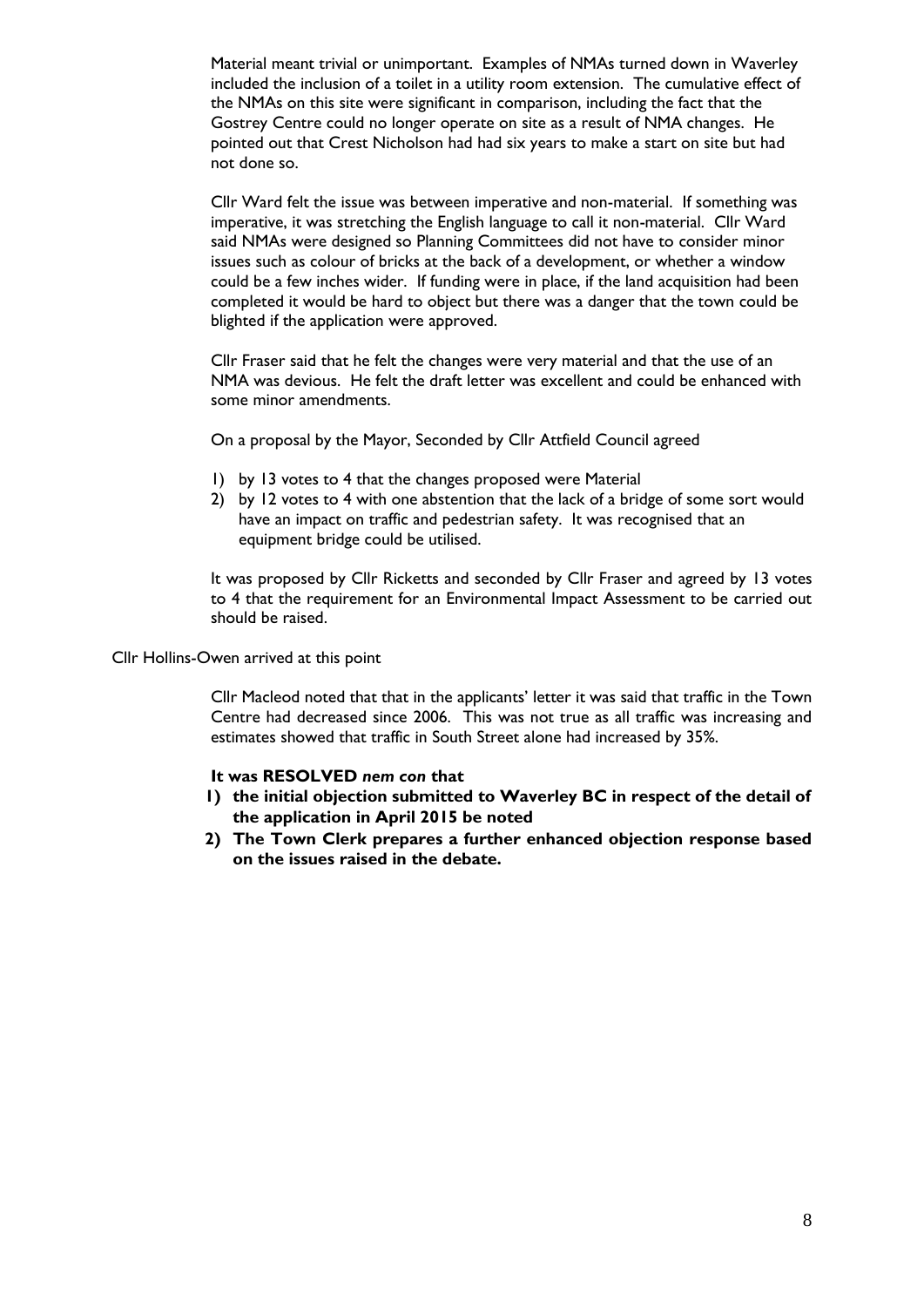Material meant trivial or unimportant. Examples of NMAs turned down in Waverley included the inclusion of a toilet in a utility room extension. The cumulative effect of the NMAs on this site were significant in comparison, including the fact that the Gostrey Centre could no longer operate on site as a result of NMA changes. He pointed out that Crest Nicholson had had six years to make a start on site but had not done so.

Cllr Ward felt the issue was between imperative and non-material. If something was imperative, it was stretching the English language to call it non-material. Cllr Ward said NMAs were designed so Planning Committees did not have to consider minor issues such as colour of bricks at the back of a development, or whether a window could be a few inches wider. If funding were in place, if the land acquisition had been completed it would be hard to object but there was a danger that the town could be blighted if the application were approved.

Cllr Fraser said that he felt the changes were very material and that the use of an NMA was devious. He felt the draft letter was excellent and could be enhanced with some minor amendments.

On a proposal by the Mayor, Seconded by Cllr Attfield Council agreed

1) by 13 votes to 4 that the changes proposed were Material
2) by 12 votes to 4 with one abstention that the lack of a bridge of some sort would have an impact on traffic and pedestrian safety. It was recognised that an equipment bridge could be utilised.

It was proposed by Cllr Ricketts and seconded by Cllr Fraser and agreed by 13 votes to 4 that the requirement for an Environmental Impact Assessment to be carried out should be raised.

Cllr Hollins-Owen arrived at this point

Cllr Macleod noted that that in the applicants' letter it was said that traffic in the Town Centre had decreased since 2006. This was not true as all traffic was increasing and estimates showed that traffic in South Street alone had increased by 35%.

**It was RESOLVED *nem con* that**

1) **the initial objection submitted to Waverley BC in respect of the detail of the application in April 2015 be noted**
2) **The Town Clerk prepares a further enhanced objection response based on the issues raised in the debate.**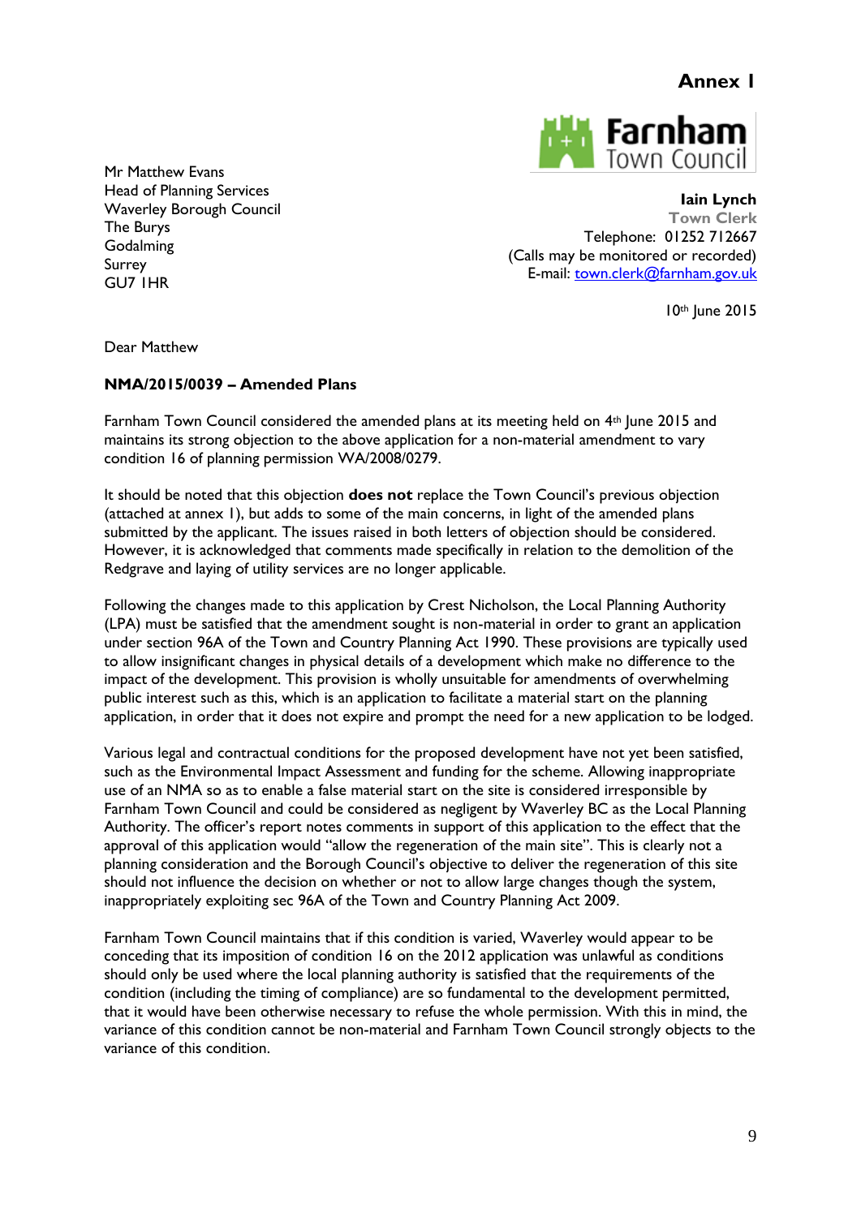**Annex I**

Farnham Town Council

Mr Matthew Evans
Head of Planning Services
Waverley Borough Council
The Burys
Godalming
Surrey
GU7 1HR

**Iain Lynch**
**Town Clerk**
Telephone: 01252 712667
(Calls may be monitored or recorded)
E-mail: [town.clerk@farnham.gov.uk](mailto:town.clerk@farnham.gov.uk)

10th June 2015

Dear Matthew

**NMA/2015/0039 – Amended Plans**

Farnham Town Council considered the amended plans at its meeting held on 4th June 2015 and maintains its strong objection to the above application for a non-material amendment to vary condition 16 of planning permission WA/2008/0279.

It should be noted that this objection **does not** replace the Town Council's previous objection (attached at annex 1), but adds to some of the main concerns, in light of the amended plans submitted by the applicant. The issues raised in both letters of objection should be considered. However, it is acknowledged that comments made specifically in relation to the demolition of the Redgrave and laying of utility services are no longer applicable.

Following the changes made to this application by Crest Nicholson, the Local Planning Authority (LPA) must be satisfied that the amendment sought is non-material in order to grant an application under section 96A of the Town and Country Planning Act 1990. These provisions are typically used to allow insignificant changes in physical details of a development which make no difference to the impact of the development. This provision is wholly unsuitable for amendments of overwhelming public interest such as this, which is an application to facilitate a material start on the planning application, in order that it does not expire and prompt the need for a new application to be lodged.

Various legal and contractual conditions for the proposed development have not yet been satisfied, such as the Environmental Impact Assessment and funding for the scheme. Allowing inappropriate use of an NMA so as to enable a false material start on the site is considered irresponsible by Farnham Town Council and could be considered as negligent by Waverley BC as the Local Planning Authority. The officer's report notes comments in support of this application to the effect that the approval of this application would "allow the regeneration of the main site". This is clearly not a planning consideration and the Borough Council's objective to deliver the regeneration of this site should not influence the decision on whether or not to allow large changes though the system, inappropriately exploiting sec 96A of the Town and Country Planning Act 2009.

Farnham Town Council maintains that if this condition is varied, Waverley would appear to be conceding that its imposition of condition 16 on the 2012 application was unlawful as conditions should only be used where the local planning authority is satisfied that the requirements of the condition (including the timing of compliance) are so fundamental to the development permitted, that it would have been otherwise necessary to refuse the whole permission. With this in mind, the variance of this condition cannot be non-material and Farnham Town Council strongly objects to the variance of this condition.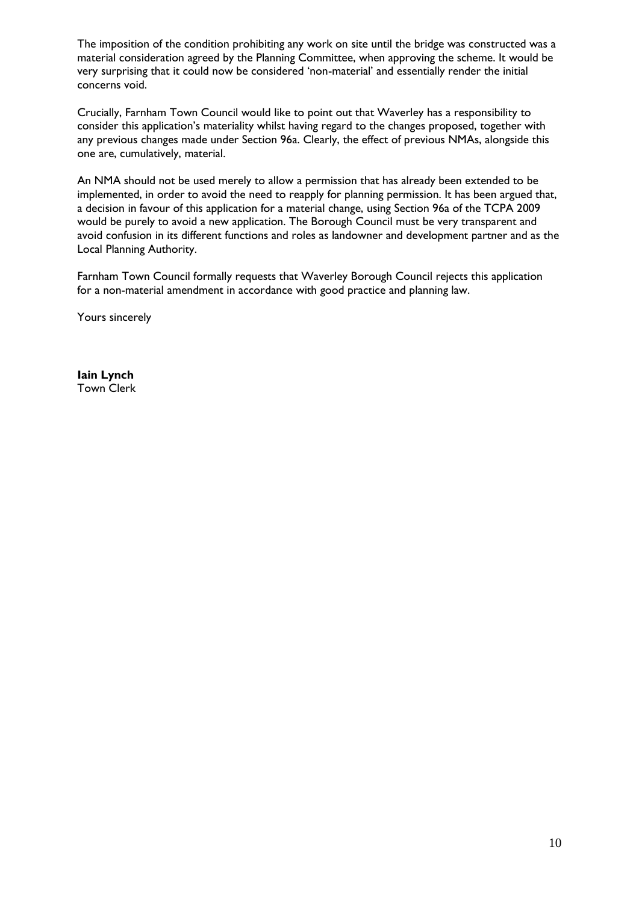The imposition of the condition prohibiting any work on site until the bridge was constructed was a material consideration agreed by the Planning Committee, when approving the scheme. It would be very surprising that it could now be considered 'non-material' and essentially render the initial concerns void.

Crucially, Farnham Town Council would like to point out that Waverley has a responsibility to consider this application's materiality whilst having regard to the changes proposed, together with any previous changes made under Section 96a. Clearly, the effect of previous NMAs, alongside this one are, cumulatively, material.

An NMA should not be used merely to allow a permission that has already been extended to be implemented, in order to avoid the need to reapply for planning permission. It has been argued that, a decision in favour of this application for a material change, using Section 96a of the TCPA 2009 would be purely to avoid a new application. The Borough Council must be very transparent and avoid confusion in its different functions and roles as landowner and development partner and as the Local Planning Authority.

Farnham Town Council formally requests that Waverley Borough Council rejects this application for a non-material amendment in accordance with good practice and planning law.

Yours sincerely

**Iain Lynch**
Town Clerk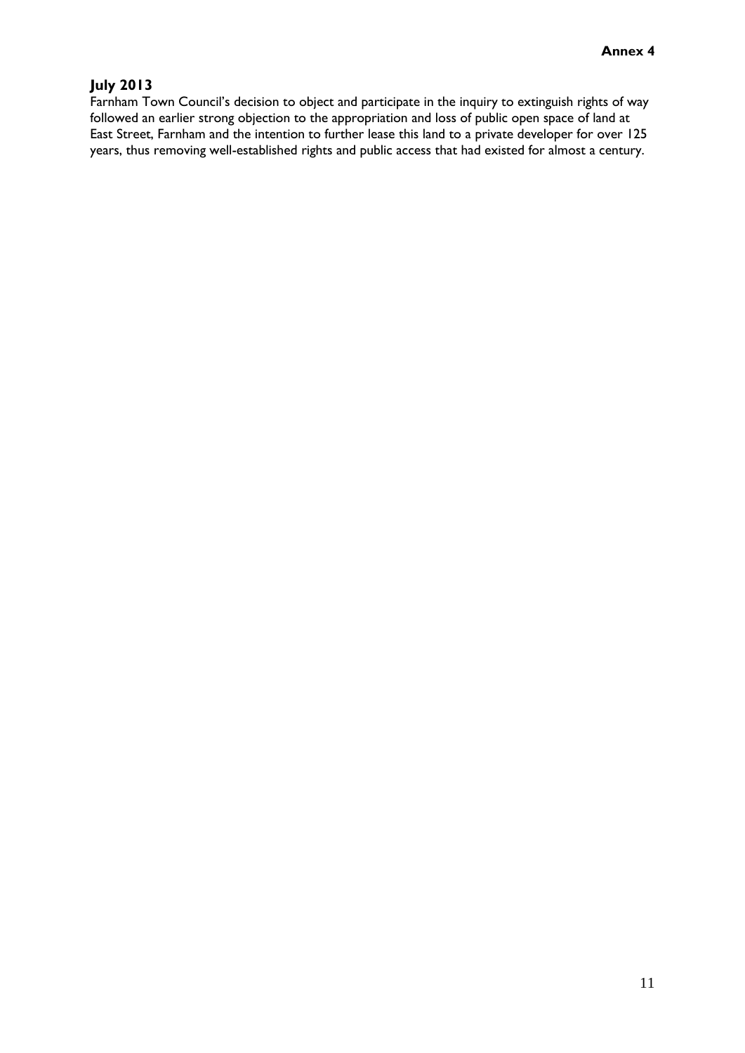**Annex 4**

## July 2013

Farnham Town Council's decision to object and participate in the inquiry to extinguish rights of way followed an earlier strong objection to the appropriation and loss of public open space of land at East Street, Farnham and the intention to further lease this land to a private developer for over 125 years, thus removing well-established rights and public access that had existed for almost a century.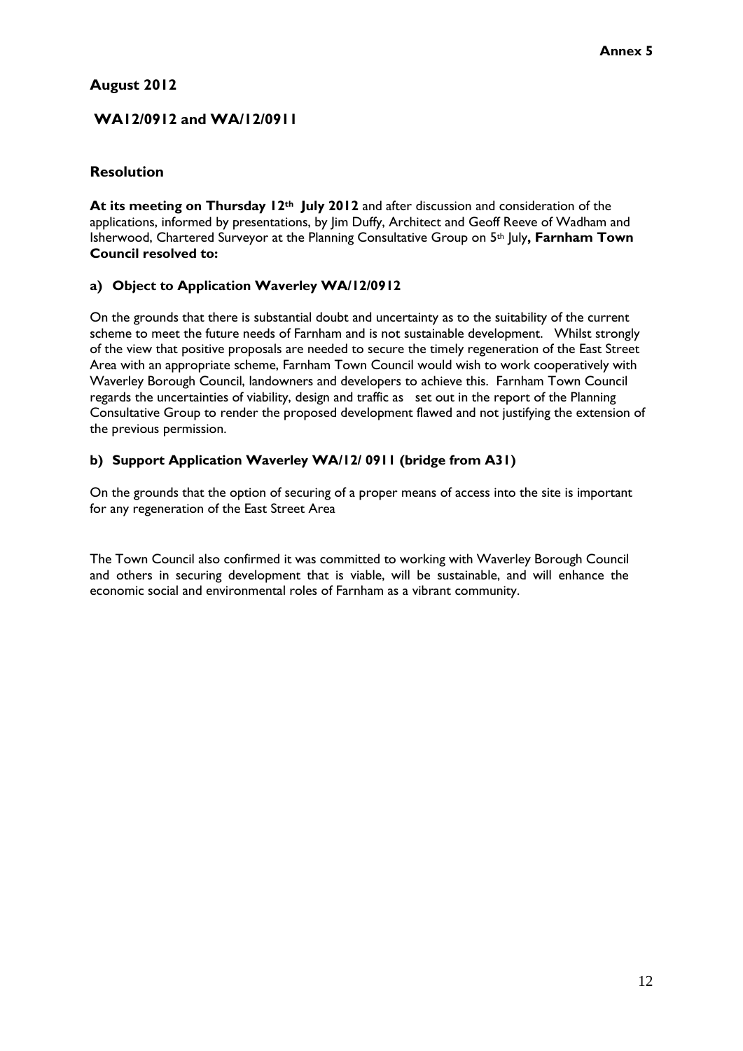**Annex 5**

## August 2012

## WA12/0912 and WA/12/0911

## Resolution

**At its meeting on Thursday 12th July 2012** and after discussion and consideration of the applications, informed by presentations, by Jim Duffy, Architect and Geoff Reeve of Wadham and Isherwood, Chartered Surveyor at the Planning Consultative Group on 5th July**, Farnham Town Council resolved to:**

### a) Object to Application Waverley WA/12/0912

On the grounds that there is substantial doubt and uncertainty as to the suitability of the current scheme to meet the future needs of Farnham and is not sustainable development. Whilst strongly of the view that positive proposals are needed to secure the timely regeneration of the East Street Area with an appropriate scheme, Farnham Town Council would wish to work cooperatively with Waverley Borough Council, landowners and developers to achieve this. Farnham Town Council regards the uncertainties of viability, design and traffic as set out in the report of the Planning Consultative Group to render the proposed development flawed and not justifying the extension of the previous permission.

### b) Support Application Waverley WA/12/ 0911 (bridge from A31)

On the grounds that the option of securing of a proper means of access into the site is important for any regeneration of the East Street Area

The Town Council also confirmed it was committed to working with Waverley Borough Council and others in securing development that is viable, will be sustainable, and will enhance the economic social and environmental roles of Farnham as a vibrant community.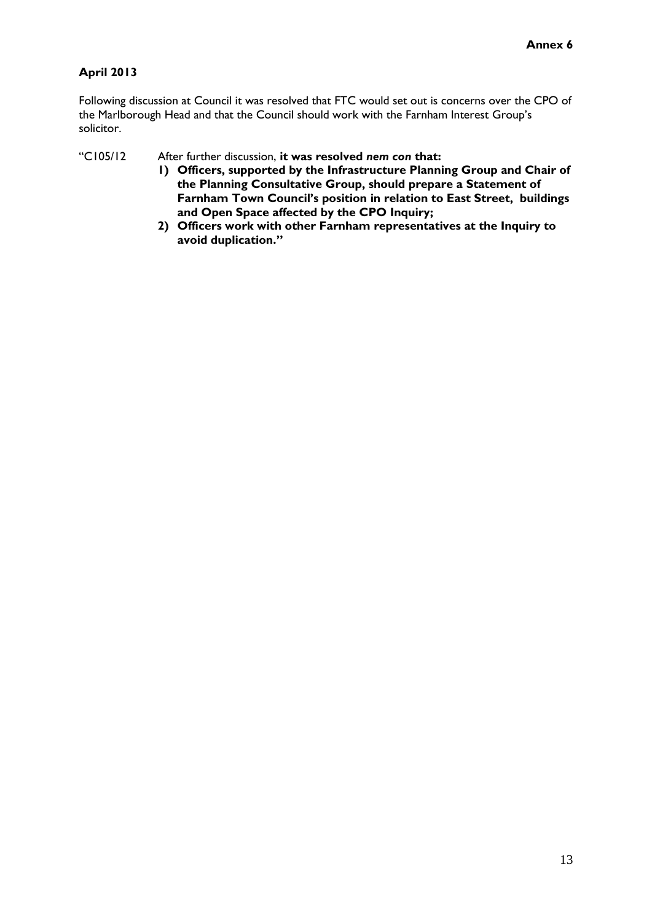**Annex 6**

**April 2013**

Following discussion at Council it was resolved that FTC would set out is concerns over the CPO of the Marlborough Head and that the Council should work with the Farnham Interest Group's solicitor.

"C105/12 After further discussion, **it was resolved *nem con* that:**

1) **Officers, supported by the Infrastructure Planning Group and Chair of the Planning Consultative Group, should prepare a Statement of Farnham Town Council's position in relation to East Street, buildings and Open Space affected by the CPO Inquiry;**
2) **Officers work with other Farnham representatives at the Inquiry to avoid duplication."**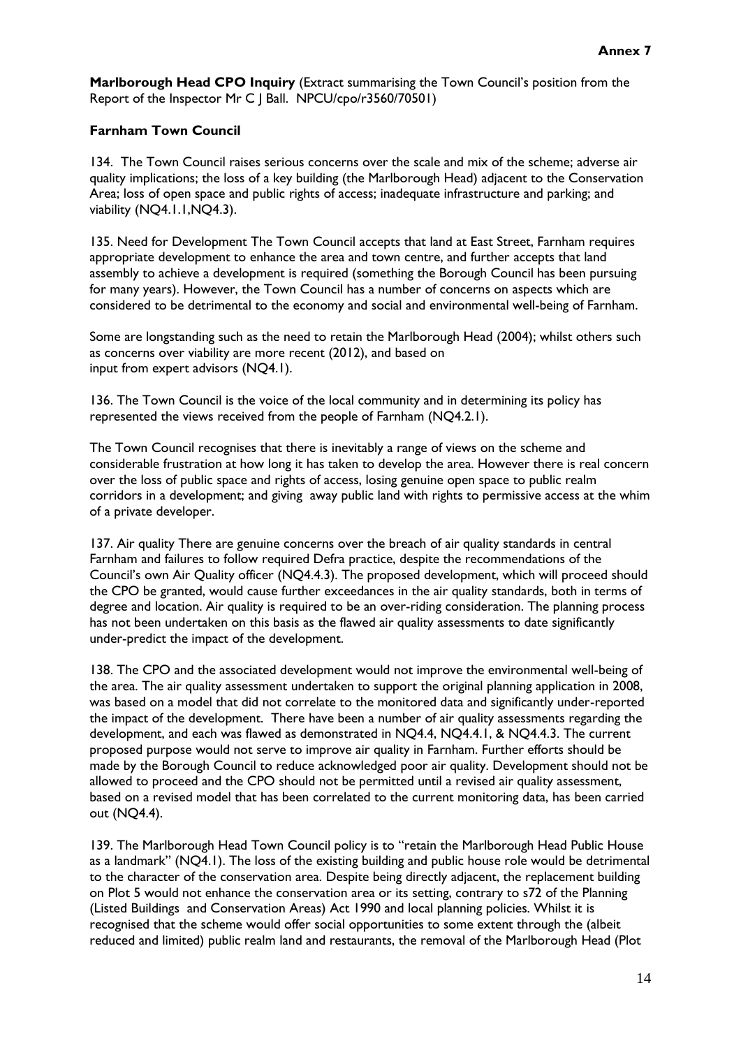**Annex 7**

**Marlborough Head CPO Inquiry** (Extract summarising the Town Council's position from the Report of the Inspector Mr C J Ball. NPCU/cpo/r3560/70501)

**Farnham Town Council**

134. The Town Council raises serious concerns over the scale and mix of the scheme; adverse air quality implications; the loss of a key building (the Marlborough Head) adjacent to the Conservation Area; loss of open space and public rights of access; inadequate infrastructure and parking; and viability (NQ4.1.1,NQ4.3).

135. Need for Development The Town Council accepts that land at East Street, Farnham requires appropriate development to enhance the area and town centre, and further accepts that land assembly to achieve a development is required (something the Borough Council has been pursuing for many years). However, the Town Council has a number of concerns on aspects which are considered to be detrimental to the economy and social and environmental well-being of Farnham.

Some are longstanding such as the need to retain the Marlborough Head (2004); whilst others such as concerns over viability are more recent (2012), and based on input from expert advisors (NQ4.1).

136. The Town Council is the voice of the local community and in determining its policy has represented the views received from the people of Farnham (NQ4.2.1).

The Town Council recognises that there is inevitably a range of views on the scheme and considerable frustration at how long it has taken to develop the area. However there is real concern over the loss of public space and rights of access, losing genuine open space to public realm corridors in a development; and giving away public land with rights to permissive access at the whim of a private developer.

137. Air quality There are genuine concerns over the breach of air quality standards in central Farnham and failures to follow required Defra practice, despite the recommendations of the Council's own Air Quality officer (NQ4.4.3). The proposed development, which will proceed should the CPO be granted, would cause further exceedances in the air quality standards, both in terms of degree and location. Air quality is required to be an over-riding consideration. The planning process has not been undertaken on this basis as the flawed air quality assessments to date significantly under-predict the impact of the development.

138. The CPO and the associated development would not improve the environmental well-being of the area. The air quality assessment undertaken to support the original planning application in 2008, was based on a model that did not correlate to the monitored data and significantly under-reported the impact of the development. There have been a number of air quality assessments regarding the development, and each was flawed as demonstrated in NQ4.4, NQ4.4.1, & NQ4.4.3. The current proposed purpose would not serve to improve air quality in Farnham. Further efforts should be made by the Borough Council to reduce acknowledged poor air quality. Development should not be allowed to proceed and the CPO should not be permitted until a revised air quality assessment, based on a revised model that has been correlated to the current monitoring data, has been carried out (NQ4.4).

139. The Marlborough Head Town Council policy is to "retain the Marlborough Head Public House as a landmark" (NQ4.1). The loss of the existing building and public house role would be detrimental to the character of the conservation area. Despite being directly adjacent, the replacement building on Plot 5 would not enhance the conservation area or its setting, contrary to s72 of the Planning (Listed Buildings and Conservation Areas) Act 1990 and local planning policies. Whilst it is recognised that the scheme would offer social opportunities to some extent through the (albeit reduced and limited) public realm land and restaurants, the removal of the Marlborough Head (Plot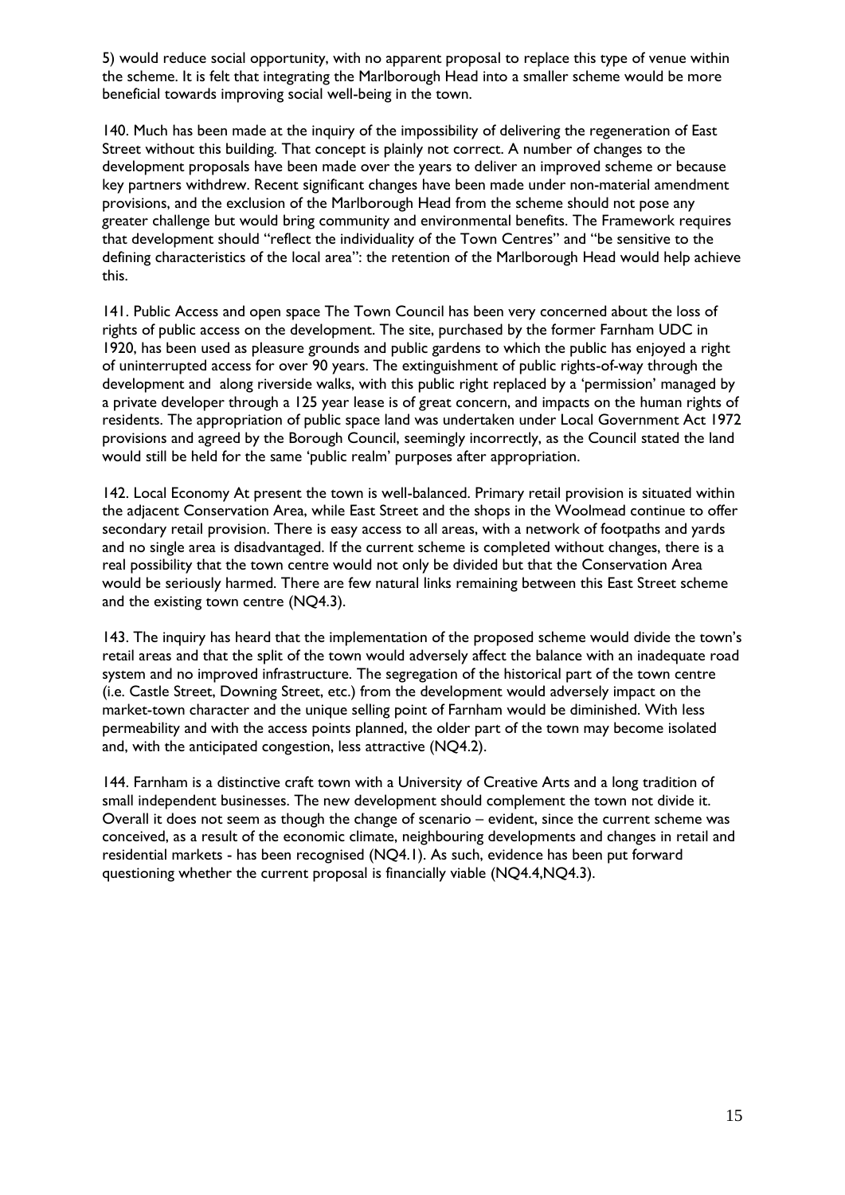5) would reduce social opportunity, with no apparent proposal to replace this type of venue within the scheme. It is felt that integrating the Marlborough Head into a smaller scheme would be more beneficial towards improving social well-being in the town.

140. Much has been made at the inquiry of the impossibility of delivering the regeneration of East Street without this building. That concept is plainly not correct. A number of changes to the development proposals have been made over the years to deliver an improved scheme or because key partners withdrew. Recent significant changes have been made under non-material amendment provisions, and the exclusion of the Marlborough Head from the scheme should not pose any greater challenge but would bring community and environmental benefits. The Framework requires that development should "reflect the individuality of the Town Centres" and "be sensitive to the defining characteristics of the local area": the retention of the Marlborough Head would help achieve this.

141. Public Access and open space The Town Council has been very concerned about the loss of rights of public access on the development. The site, purchased by the former Farnham UDC in 1920, has been used as pleasure grounds and public gardens to which the public has enjoyed a right of uninterrupted access for over 90 years. The extinguishment of public rights-of-way through the development and along riverside walks, with this public right replaced by a 'permission' managed by a private developer through a 125 year lease is of great concern, and impacts on the human rights of residents. The appropriation of public space land was undertaken under Local Government Act 1972 provisions and agreed by the Borough Council, seemingly incorrectly, as the Council stated the land would still be held for the same 'public realm' purposes after appropriation.

142. Local Economy At present the town is well-balanced. Primary retail provision is situated within the adjacent Conservation Area, while East Street and the shops in the Woolmead continue to offer secondary retail provision. There is easy access to all areas, with a network of footpaths and yards and no single area is disadvantaged. If the current scheme is completed without changes, there is a real possibility that the town centre would not only be divided but that the Conservation Area would be seriously harmed. There are few natural links remaining between this East Street scheme and the existing town centre (NQ4.3).

143. The inquiry has heard that the implementation of the proposed scheme would divide the town's retail areas and that the split of the town would adversely affect the balance with an inadequate road system and no improved infrastructure. The segregation of the historical part of the town centre (i.e. Castle Street, Downing Street, etc.) from the development would adversely impact on the market-town character and the unique selling point of Farnham would be diminished. With less permeability and with the access points planned, the older part of the town may become isolated and, with the anticipated congestion, less attractive (NQ4.2).

144. Farnham is a distinctive craft town with a University of Creative Arts and a long tradition of small independent businesses. The new development should complement the town not divide it. Overall it does not seem as though the change of scenario – evident, since the current scheme was conceived, as a result of the economic climate, neighbouring developments and changes in retail and residential markets - has been recognised (NQ4.1). As such, evidence has been put forward questioning whether the current proposal is financially viable (NQ4.4,NQ4.3).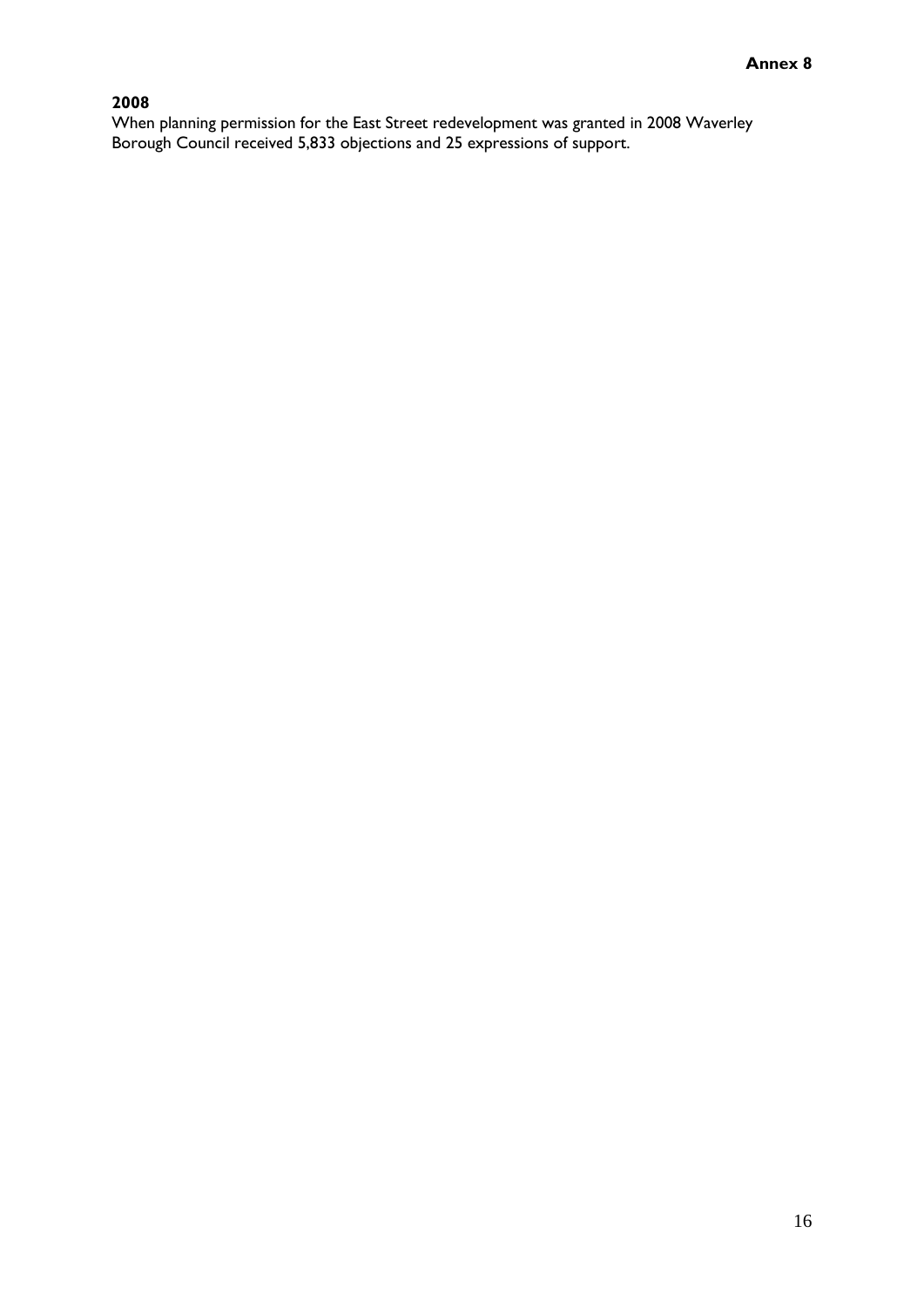**Annex 8**

**2008**

When planning permission for the East Street redevelopment was granted in 2008 Waverley Borough Council received 5,833 objections and 25 expressions of support.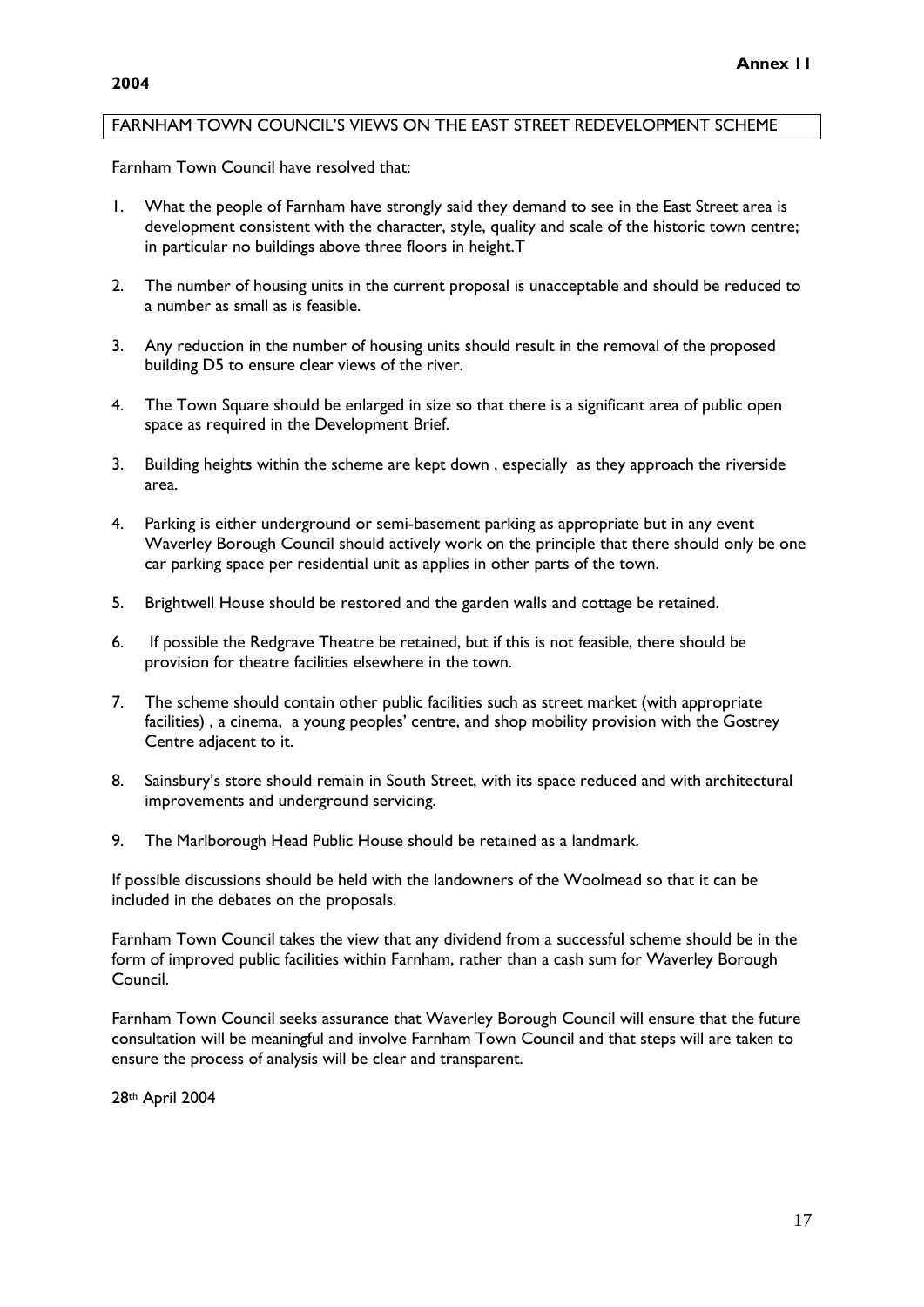**2004**

**Annex 11**

FARNHAM TOWN COUNCIL'S VIEWS ON THE EAST STREET REDEVELOPMENT SCHEME

Farnham Town Council have resolved that:

1. What the people of Farnham have strongly said they demand to see in the East Street area is development consistent with the character, style, quality and scale of the historic town centre; in particular no buildings above three floors in height.T

2. The number of housing units in the current proposal is unacceptable and should be reduced to a number as small as is feasible.

3. Any reduction in the number of housing units should result in the removal of the proposed building D5 to ensure clear views of the river.

4. The Town Square should be enlarged in size so that there is a significant area of public open space as required in the Development Brief.

3. Building heights within the scheme are kept down , especially as they approach the riverside area.

4. Parking is either underground or semi-basement parking as appropriate but in any event Waverley Borough Council should actively work on the principle that there should only be one car parking space per residential unit as applies in other parts of the town.

5. Brightwell House should be restored and the garden walls and cottage be retained.

6. If possible the Redgrave Theatre be retained, but if this is not feasible, there should be provision for theatre facilities elsewhere in the town.

7. The scheme should contain other public facilities such as street market (with appropriate facilities) , a cinema, a young peoples' centre, and shop mobility provision with the Gostrey Centre adjacent to it.

8. Sainsbury's store should remain in South Street, with its space reduced and with architectural improvements and underground servicing.

9. The Marlborough Head Public House should be retained as a landmark.

If possible discussions should be held with the landowners of the Woolmead so that it can be included in the debates on the proposals.

Farnham Town Council takes the view that any dividend from a successful scheme should be in the form of improved public facilities within Farnham, rather than a cash sum for Waverley Borough Council.

Farnham Town Council seeks assurance that Waverley Borough Council will ensure that the future consultation will be meaningful and involve Farnham Town Council and that steps will are taken to ensure the process of analysis will be clear and transparent.

28th April 2004